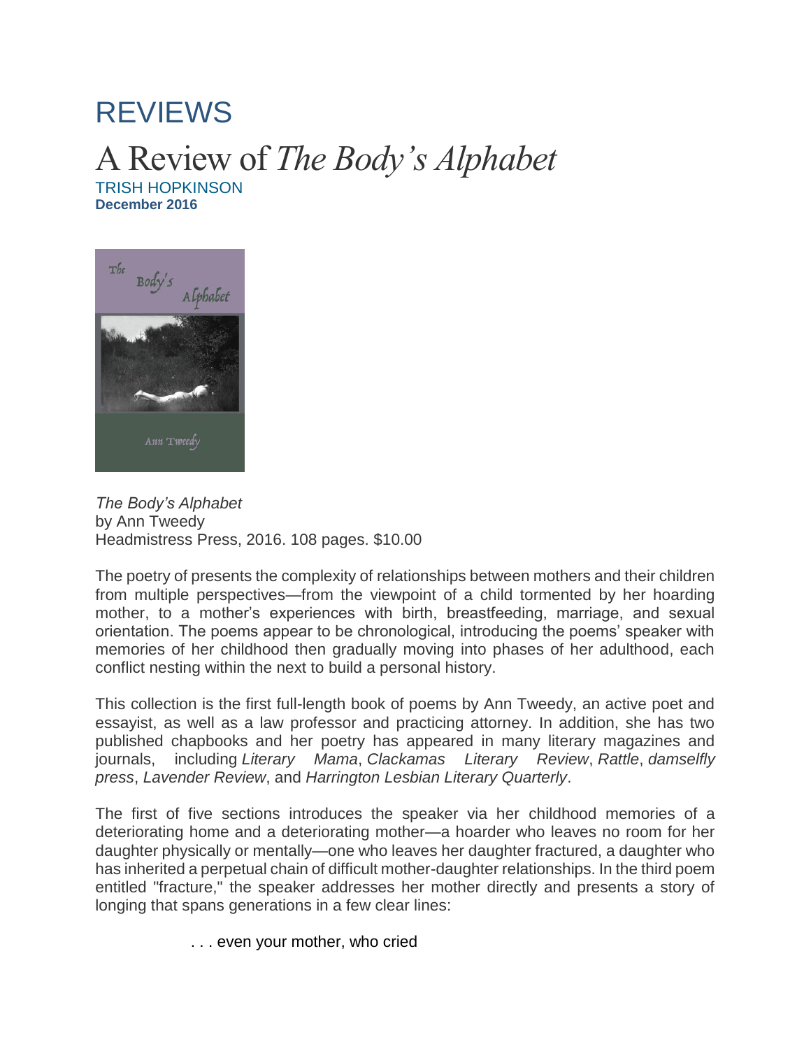# REVIEWS

## A Review of *The Body's Alphabet*

TRISH HOPKINSON
**December 2016**

*The Body's Alphabet*
by Ann Tweedy
Headmistress Press, 2016. 108 pages. $10.00

The poetry of presents the complexity of relationships between mothers and their children from multiple perspectives—from the viewpoint of a child tormented by her hoarding mother, to a mother's experiences with birth, breastfeeding, marriage, and sexual orientation. The poems appear to be chronological, introducing the poems' speaker with memories of her childhood then gradually moving into phases of her adulthood, each conflict nesting within the next to build a personal history.

This collection is the first full-length book of poems by Ann Tweedy, an active poet and essayist, as well as a law professor and practicing attorney. In addition, she has two published chapbooks and her poetry has appeared in many literary magazines and journals, including *Literary Mama*, *Clackamas Literary Review*, *Rattle*, *damselfly press*, *Lavender Review*, and *Harrington Lesbian Literary Quarterly*.

The first of five sections introduces the speaker via her childhood memories of a deteriorating home and a deteriorating mother—a hoarder who leaves no room for her daughter physically or mentally—one who leaves her daughter fractured, a daughter who has inherited a perpetual chain of difficult mother-daughter relationships. In the third poem entitled "fracture," the speaker addresses her mother directly and presents a story of longing that spans generations in a few clear lines:

> . . . even your mother, who cried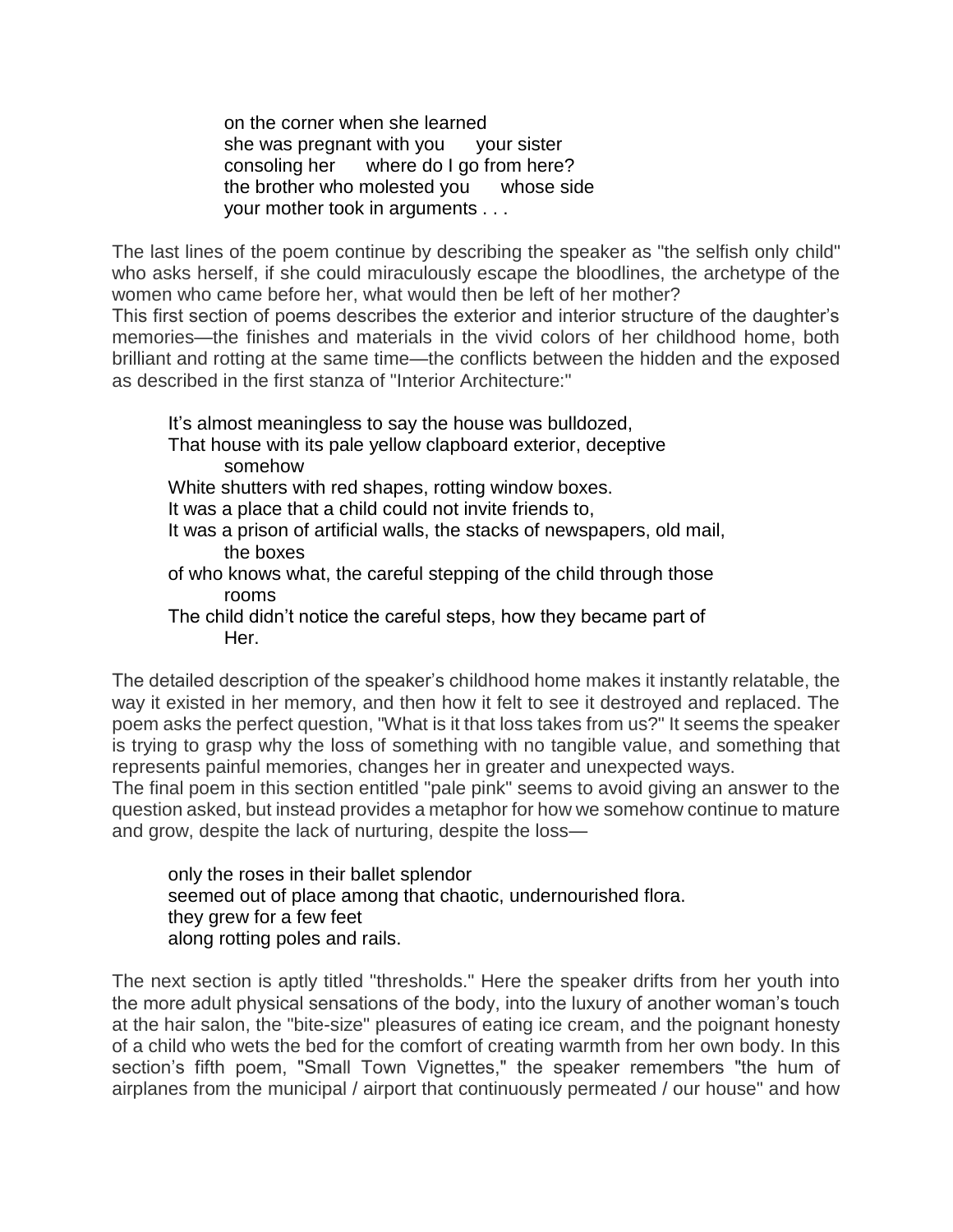on the corner when she learned
she was pregnant with you      your sister
consoling her      where do I go from here?
the brother who molested you      whose side
your mother took in arguments . . .

The last lines of the poem continue by describing the speaker as "the selfish only child" who asks herself, if she could miraculously escape the bloodlines, the archetype of the women who came before her, what would then be left of her mother?

This first section of poems describes the exterior and interior structure of the daughter's memories—the finishes and materials in the vivid colors of her childhood home, both brilliant and rotting at the same time—the conflicts between the hidden and the exposed as described in the first stanza of "Interior Architecture:"

It's almost meaningless to say the house was bulldozed,
That house with its pale yellow clapboard exterior, deceptive
    somehow
White shutters with red shapes, rotting window boxes.
It was a place that a child could not invite friends to,
It was a prison of artificial walls, the stacks of newspapers, old mail,
    the boxes
of who knows what, the careful stepping of the child through those
    rooms
The child didn't notice the careful steps, how they became part of
    Her.

The detailed description of the speaker's childhood home makes it instantly relatable, the way it existed in her memory, and then how it felt to see it destroyed and replaced. The poem asks the perfect question, "What is it that loss takes from us?" It seems the speaker is trying to grasp why the loss of something with no tangible value, and something that represents painful memories, changes her in greater and unexpected ways.

The final poem in this section entitled "pale pink" seems to avoid giving an answer to the question asked, but instead provides a metaphor for how we somehow continue to mature and grow, despite the lack of nurturing, despite the loss—

only the roses in their ballet splendor
seemed out of place among that chaotic, undernourished flora.
they grew for a few feet
along rotting poles and rails.

The next section is aptly titled "thresholds." Here the speaker drifts from her youth into the more adult physical sensations of the body, into the luxury of another woman's touch at the hair salon, the "bite-size" pleasures of eating ice cream, and the poignant honesty of a child who wets the bed for the comfort of creating warmth from her own body. In this section's fifth poem, "Small Town Vignettes," the speaker remembers "the hum of airplanes from the municipal / airport that continuously permeated / our house" and how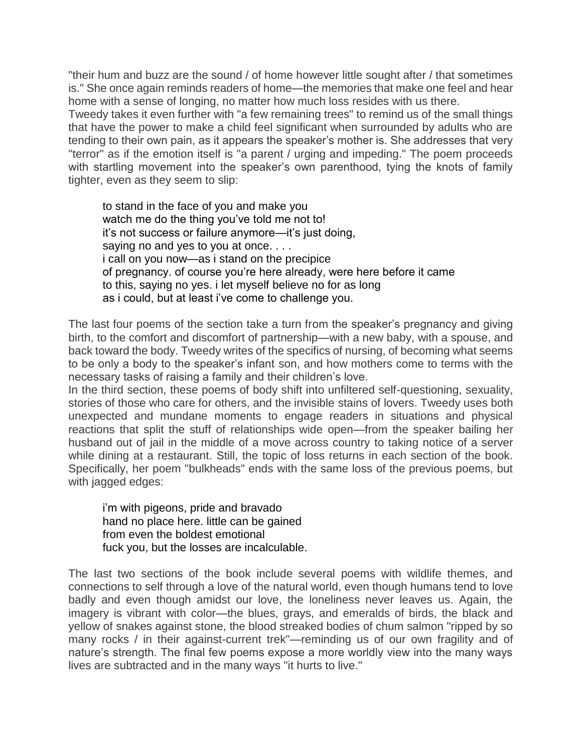"their hum and buzz are the sound / of home however little sought after / that sometimes is." She once again reminds readers of home—the memories that make one feel and hear home with a sense of longing, no matter how much loss resides with us there.

Tweedy takes it even further with "a few remaining trees" to remind us of the small things that have the power to make a child feel significant when surrounded by adults who are tending to their own pain, as it appears the speaker's mother is. She addresses that very "terror" as if the emotion itself is "a parent / urging and impeding." The poem proceeds with startling movement into the speaker's own parenthood, tying the knots of family tighter, even as they seem to slip:

> to stand in the face of you and make you
> watch me do the thing you've told me not to!
> it's not success or failure anymore—it's just doing,
> saying no and yes to you at once. . . .
> i call on you now—as i stand on the precipice
> of pregnancy. of course you're here already, were here before it came
> to this, saying no yes. i let myself believe no for as long
> as i could, but at least i've come to challenge you.

The last four poems of the section take a turn from the speaker's pregnancy and giving birth, to the comfort and discomfort of partnership—with a new baby, with a spouse, and back toward the body. Tweedy writes of the specifics of nursing, of becoming what seems to be only a body to the speaker's infant son, and how mothers come to terms with the necessary tasks of raising a family and their children's love.

In the third section, these poems of body shift into unfiltered self-questioning, sexuality, stories of those who care for others, and the invisible stains of lovers. Tweedy uses both unexpected and mundane moments to engage readers in situations and physical reactions that split the stuff of relationships wide open—from the speaker bailing her husband out of jail in the middle of a move across country to taking notice of a server while dining at a restaurant. Still, the topic of loss returns in each section of the book. Specifically, her poem "bulkheads" ends with the same loss of the previous poems, but with jagged edges:

> i'm with pigeons, pride and bravado
> hand no place here. little can be gained
> from even the boldest emotional
> fuck you, but the losses are incalculable.

The last two sections of the book include several poems with wildlife themes, and connections to self through a love of the natural world, even though humans tend to love badly and even though amidst our love, the loneliness never leaves us. Again, the imagery is vibrant with color—the blues, grays, and emeralds of birds, the black and yellow of snakes against stone, the blood streaked bodies of chum salmon "ripped by so many rocks / in their against-current trek"—reminding us of our own fragility and of nature's strength. The final few poems expose a more worldly view into the many ways lives are subtracted and in the many ways "it hurts to live."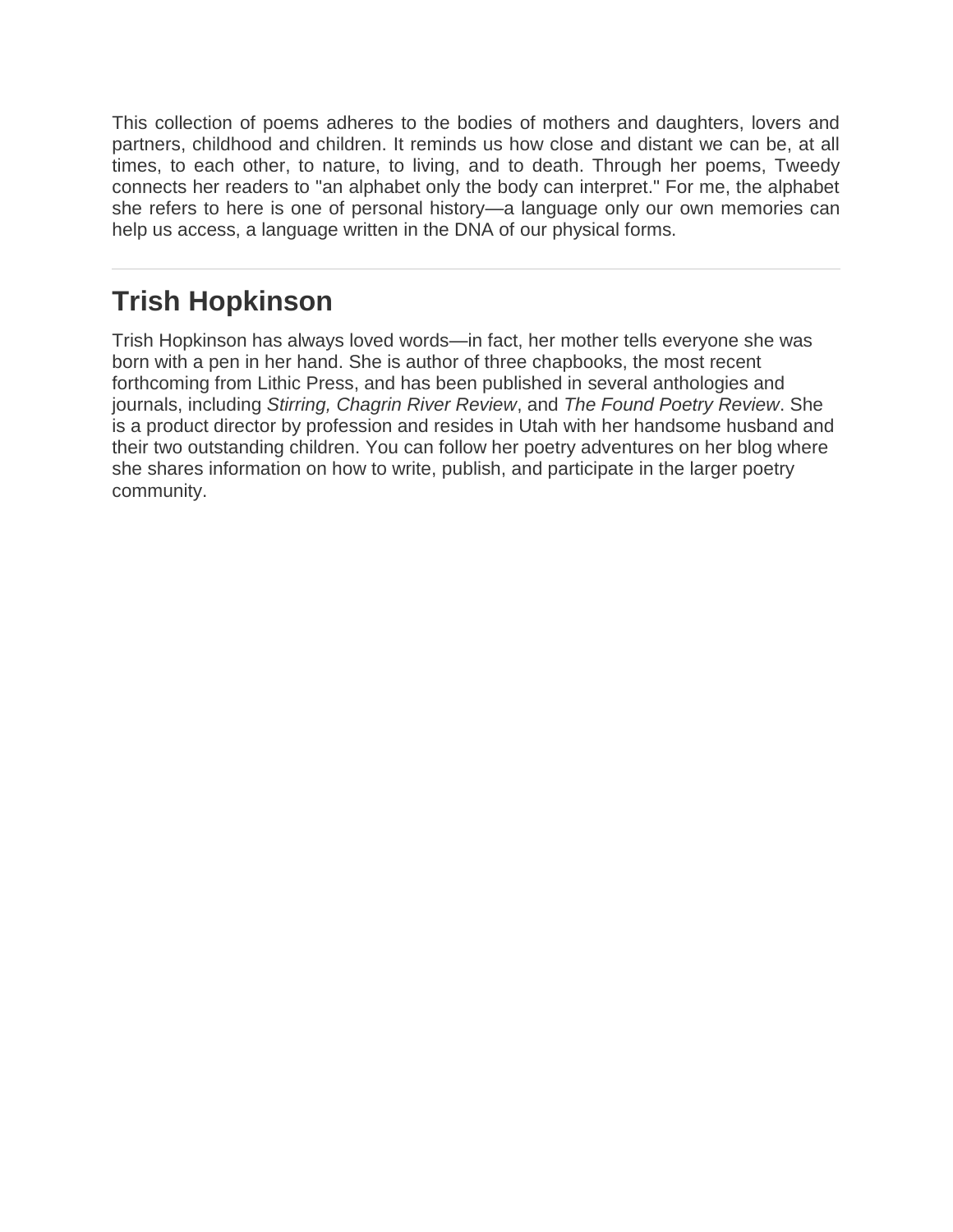This collection of poems adheres to the bodies of mothers and daughters, lovers and partners, childhood and children. It reminds us how close and distant we can be, at all times, to each other, to nature, to living, and to death. Through her poems, Tweedy connects her readers to "an alphabet only the body can interpret." For me, the alphabet she refers to here is one of personal history—a language only our own memories can help us access, a language written in the DNA of our physical forms.

---

## Trish Hopkinson

Trish Hopkinson has always loved words—in fact, her mother tells everyone she was born with a pen in her hand. She is author of three chapbooks, the most recent forthcoming from Lithic Press, and has been published in several anthologies and journals, including *Stirring, Chagrin River Review*, and *The Found Poetry Review*. She is a product director by profession and resides in Utah with her handsome husband and their two outstanding children. You can follow her poetry adventures on her blog where she shares information on how to write, publish, and participate in the larger poetry community.